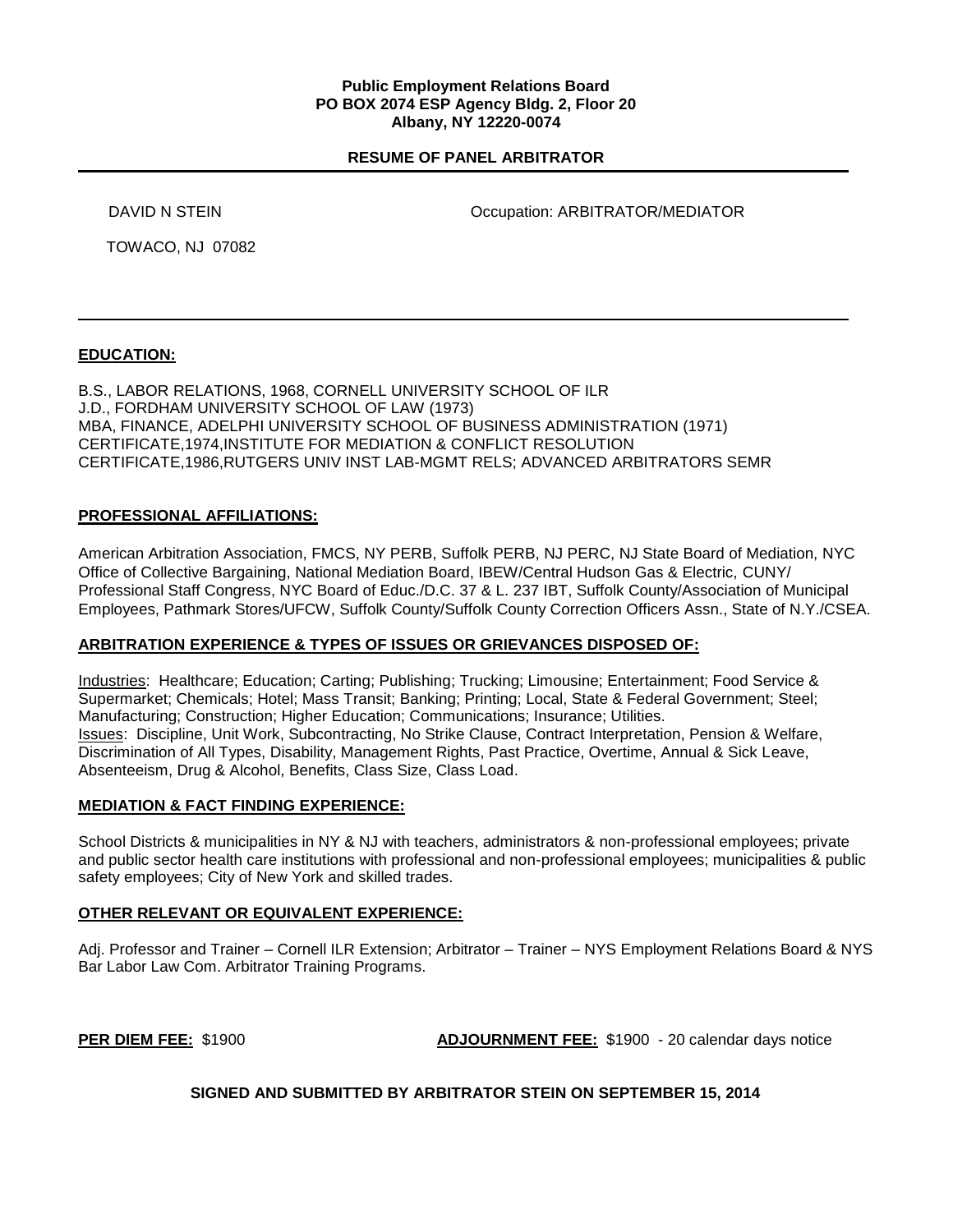**Public Employment Relations Board**
**PO BOX 2074 ESP Agency Bldg. 2, Floor 20**
**Albany, NY 12220-0074**

## RESUME OF PANEL ARBITRATOR

DAVID N STEIN

TOWACO, NJ 07082

Occupation: ARBITRATOR/MEDIATOR

---

### EDUCATION:

B.S., LABOR RELATIONS, 1968, CORNELL UNIVERSITY SCHOOL OF ILR
J.D., FORDHAM UNIVERSITY SCHOOL OF LAW (1973)
MBA, FINANCE, ADELPHI UNIVERSITY SCHOOL OF BUSINESS ADMINISTRATION (1971)
CERTIFICATE,1974,INSTITUTE FOR MEDIATION & CONFLICT RESOLUTION
CERTIFICATE,1986,RUTGERS UNIV INST LAB-MGMT RELS; ADVANCED ARBITRATORS SEMR

### PROFESSIONAL AFFILIATIONS:

American Arbitration Association, FMCS, NY PERB, Suffolk PERB, NJ PERC, NJ State Board of Mediation, NYC Office of Collective Bargaining, National Mediation Board, IBEW/Central Hudson Gas & Electric, CUNY/ Professional Staff Congress, NYC Board of Educ./D.C. 37 & L. 237 IBT, Suffolk County/Association of Municipal Employees, Pathmark Stores/UFCW, Suffolk County/Suffolk County Correction Officers Assn., State of N.Y./CSEA.

### ARBITRATION EXPERIENCE & TYPES OF ISSUES OR GRIEVANCES DISPOSED OF:

Industries: Healthcare; Education; Carting; Publishing; Trucking; Limousine; Entertainment; Food Service & Supermarket; Chemicals; Hotel; Mass Transit; Banking; Printing; Local, State & Federal Government; Steel; Manufacturing; Construction; Higher Education; Communications; Insurance; Utilities.
Issues: Discipline, Unit Work, Subcontracting, No Strike Clause, Contract Interpretation, Pension & Welfare, Discrimination of All Types, Disability, Management Rights, Past Practice, Overtime, Annual & Sick Leave, Absenteeism, Drug & Alcohol, Benefits, Class Size, Class Load.

### MEDIATION & FACT FINDING EXPERIENCE:

School Districts & municipalities in NY & NJ with teachers, administrators & non-professional employees; private and public sector health care institutions with professional and non-professional employees; municipalities & public safety employees; City of New York and skilled trades.

### OTHER RELEVANT OR EQUIVALENT EXPERIENCE:

Adj. Professor and Trainer – Cornell ILR Extension; Arbitrator – Trainer – NYS Employment Relations Board & NYS Bar Labor Law Com. Arbitrator Training Programs.

**PER DIEM FEE:** $1900 **ADJOURNMENT FEE:** $1900 - 20 calendar days notice

**SIGNED AND SUBMITTED BY ARBITRATOR STEIN ON SEPTEMBER 15, 2014**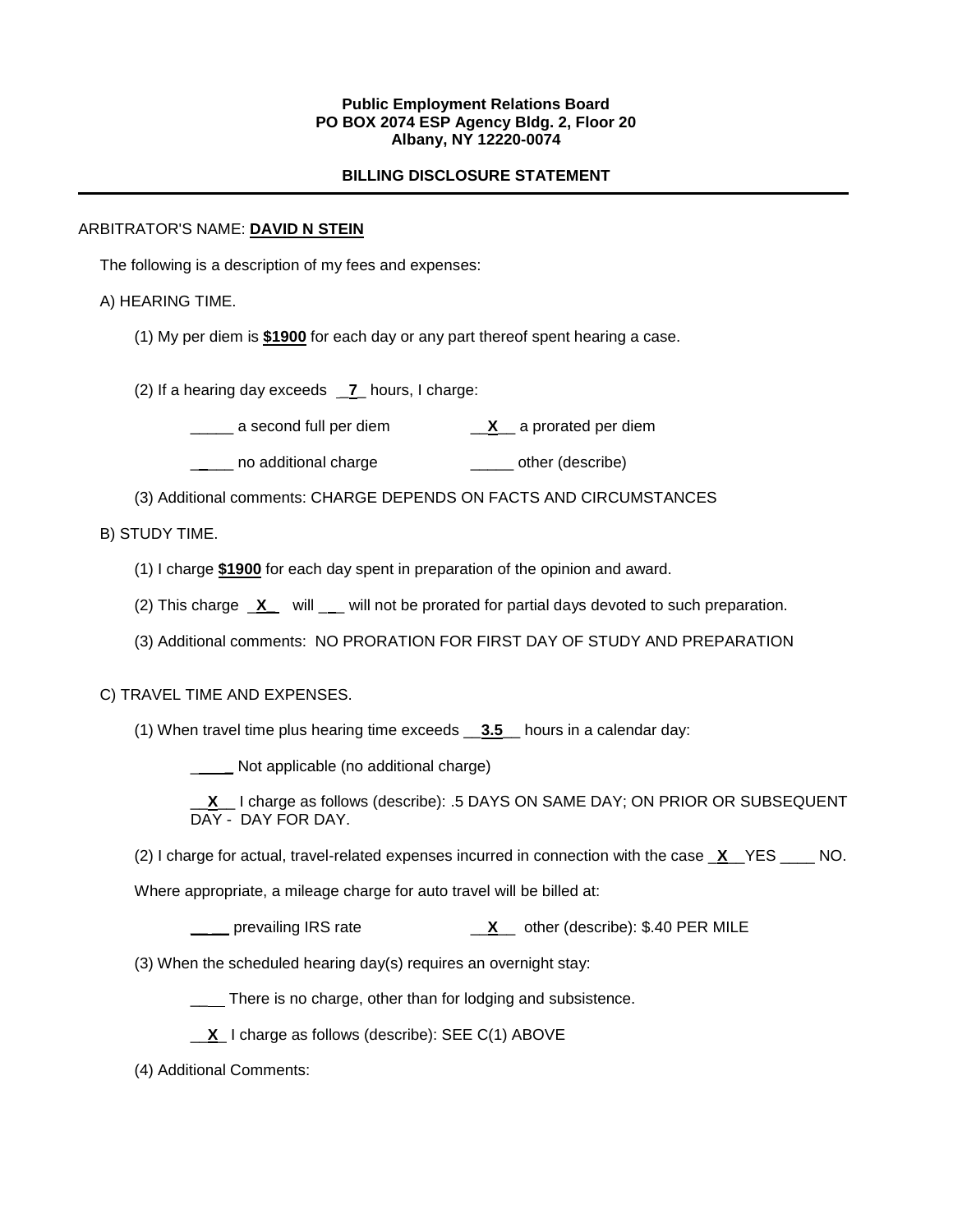**Public Employment Relations Board**
**PO BOX 2074 ESP Agency Bldg. 2, Floor 20**
**Albany, NY 12220-0074**

**BILLING DISCLOSURE STATEMENT**

---

ARBITRATOR'S NAME: **DAVID N STEIN**

The following is a description of my fees and expenses:

A) HEARING TIME.

(1) My per diem is **$1900** for each day or any part thereof spent hearing a case.

(2) If a hearing day exceeds __**7**_ hours, I charge:

_____ a second full per diem     __**X**__ a prorated per diem

_____ no additional charge     _____ other (describe)

(3) Additional comments: CHARGE DEPENDS ON FACTS AND CIRCUMSTANCES

B) STUDY TIME.

(1) I charge **$1900** for each day spent in preparation of the opinion and award.

(2) This charge _**X**_ will ___ will not be prorated for partial days devoted to such preparation.

(3) Additional comments: NO PRORATION FOR FIRST DAY OF STUDY AND PREPARATION

C) TRAVEL TIME AND EXPENSES.

(1) When travel time plus hearing time exceeds __**3.5**__ hours in a calendar day:

_____ Not applicable (no additional charge)

__**X**__ I charge as follows (describe): .5 DAYS ON SAME DAY; ON PRIOR OR SUBSEQUENT DAY - DAY FOR DAY.

(2) I charge for actual, travel-related expenses incurred in connection with the case _**X**__YES ____ NO.

Where appropriate, a mileage charge for auto travel will be billed at:

_____ prevailing IRS rate     __**X**__ other (describe): $.40 PER MILE

(3) When the scheduled hearing day(s) requires an overnight stay:

____ There is no charge, other than for lodging and subsistence.

__**X**_ I charge as follows (describe): SEE C(1) ABOVE

(4) Additional Comments: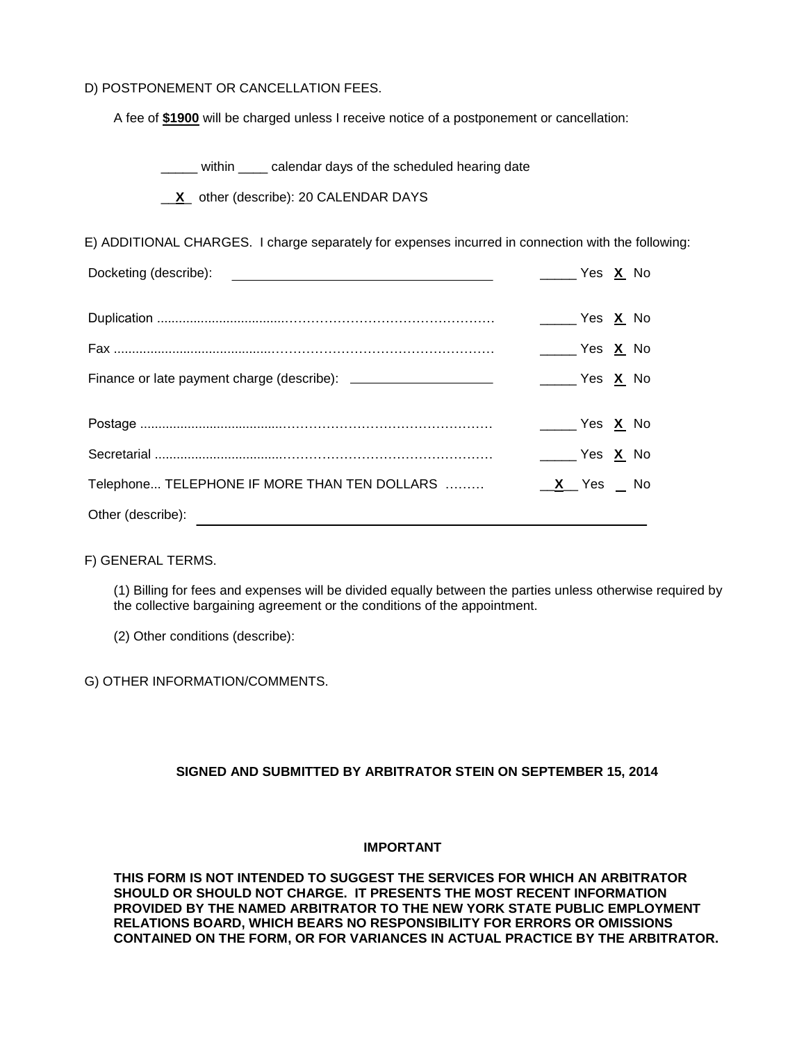D) POSTPONEMENT OR CANCELLATION FEES.

A fee of **$1900** will be charged unless I receive notice of a postponement or cancellation:

_____ within ____ calendar days of the scheduled hearing date

__**X**__ other (describe): 20 CALENDAR DAYS

E) ADDITIONAL CHARGES. I charge separately for expenses incurred in connection with the following:

| | |
|---|---|
| Docketing (describe): ________________________________ | _____ Yes **X** No |
| Duplication ................................................................. | _____ Yes **X** No |
| Fax ................................................................. | _____ Yes **X** No |
| Finance or late payment charge (describe): __________________ | _____ Yes **X** No |
| Postage ................................................................. | _____ Yes **X** No |
| Secretarial ................................................................. | _____ Yes **X** No |
| Telephone... TELEPHONE IF MORE THAN TEN DOLLARS ......... | __**X**__ Yes _ No |
| Other (describe): ________________________________ | |

F) GENERAL TERMS.

(1) Billing for fees and expenses will be divided equally between the parties unless otherwise required by the collective bargaining agreement or the conditions of the appointment.

(2) Other conditions (describe):

G) OTHER INFORMATION/COMMENTS.

**SIGNED AND SUBMITTED BY ARBITRATOR STEIN ON SEPTEMBER 15, 2014**

**IMPORTANT**

**THIS FORM IS NOT INTENDED TO SUGGEST THE SERVICES FOR WHICH AN ARBITRATOR SHOULD OR SHOULD NOT CHARGE. IT PRESENTS THE MOST RECENT INFORMATION PROVIDED BY THE NAMED ARBITRATOR TO THE NEW YORK STATE PUBLIC EMPLOYMENT RELATIONS BOARD, WHICH BEARS NO RESPONSIBILITY FOR ERRORS OR OMISSIONS CONTAINED ON THE FORM, OR FOR VARIANCES IN ACTUAL PRACTICE BY THE ARBITRATOR.**